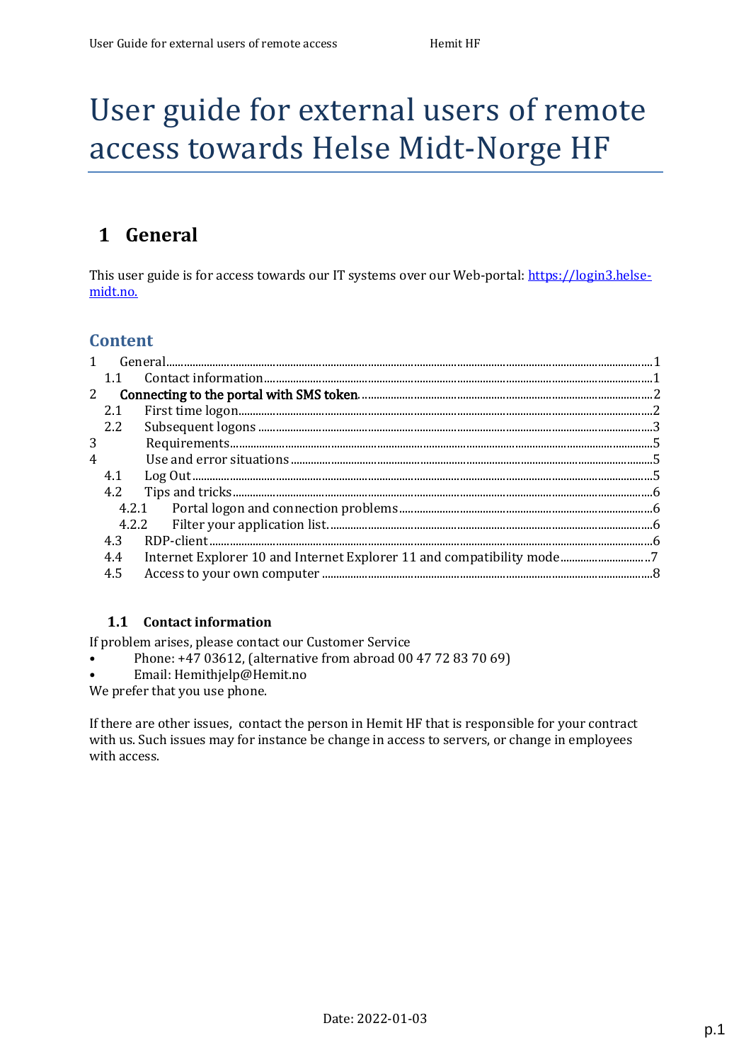// User guide for external users of remote access towards Helse Midt-Norge HF

# User guide for external users of remote access towards Helse Midt-Norge HF

## 1 General

This user guide is for access towards our IT systems over our Web-portal: [https://login3.helse-midt.no.](https://login3.helse-midt.no)

### Content

- 1 General ........ 1
  - 1.1 Contact information ........ 1
- 2 Connecting to the portal with SMS token ........ 2
  - 2.1 First time logon ........ 2
  - 2.2 Subsequent logons ........ 3
- 3 Requirements ........ 5
- 4 Use and error situations ........ 5
  - 4.1 Log Out ........ 5
  - 4.2 Tips and tricks ........ 6
    - 4.2.1 Portal logon and connection problems ........ 6
    - 4.2.2 Filter your application list. ........ 6
  - 4.3 RDP-client ........ 6
  - 4.4 Internet Explorer 10 and Internet Explorer 11 and compatibility mode ........ 7
  - 4.5 Access to your own computer ........ 8

### 1.1 Contact information

If problem arises, please contact our Customer Service

- Phone: +47 03612, (alternative from abroad 00 47 72 83 70 69)
- Email: Hemithjelp@Hemit.no

We prefer that you use phone.

If there are other issues, contact the person in Hemit HF that is responsible for your contract with us. Such issues may for instance be change in access to servers, or change in employees with access.

Date: 2022-01-03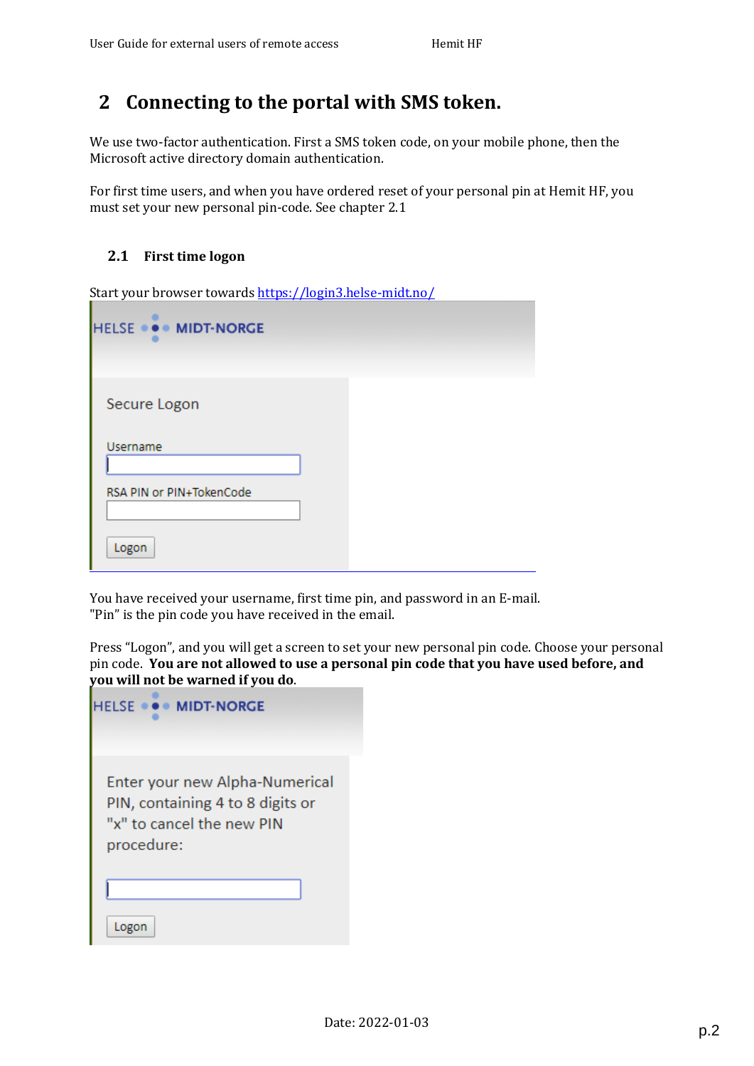# 2 Connecting to the portal with SMS token.

We use two-factor authentication. First a SMS token code, on your mobile phone, then the Microsoft active directory domain authentication.

For first time users, and when you have ordered reset of your personal pin at Hemit HF, you must set your new personal pin-code. See chapter 2.1

## 2.1 First time logon

Start your browser towards [https://login3.helse-midt.no/](https://login3.helse-midt.no/)

HELSE MIDT-NORGE

Secure Logon

Username

RSA PIN or PIN+TokenCode

Logon

You have received your username, first time pin, and password in an E-mail.
"Pin" is the pin code you have received in the email.

Press "Logon", and you will get a screen to set your new personal pin code. Choose your personal pin code. **You are not allowed to use a personal pin code that you have used before, and you will not be warned if you do**.

HELSE MIDT-NORGE

Enter your new Alpha-Numerical PIN, containing 4 to 8 digits or "x" to cancel the new PIN procedure:

Logon

Date: 2022-01-03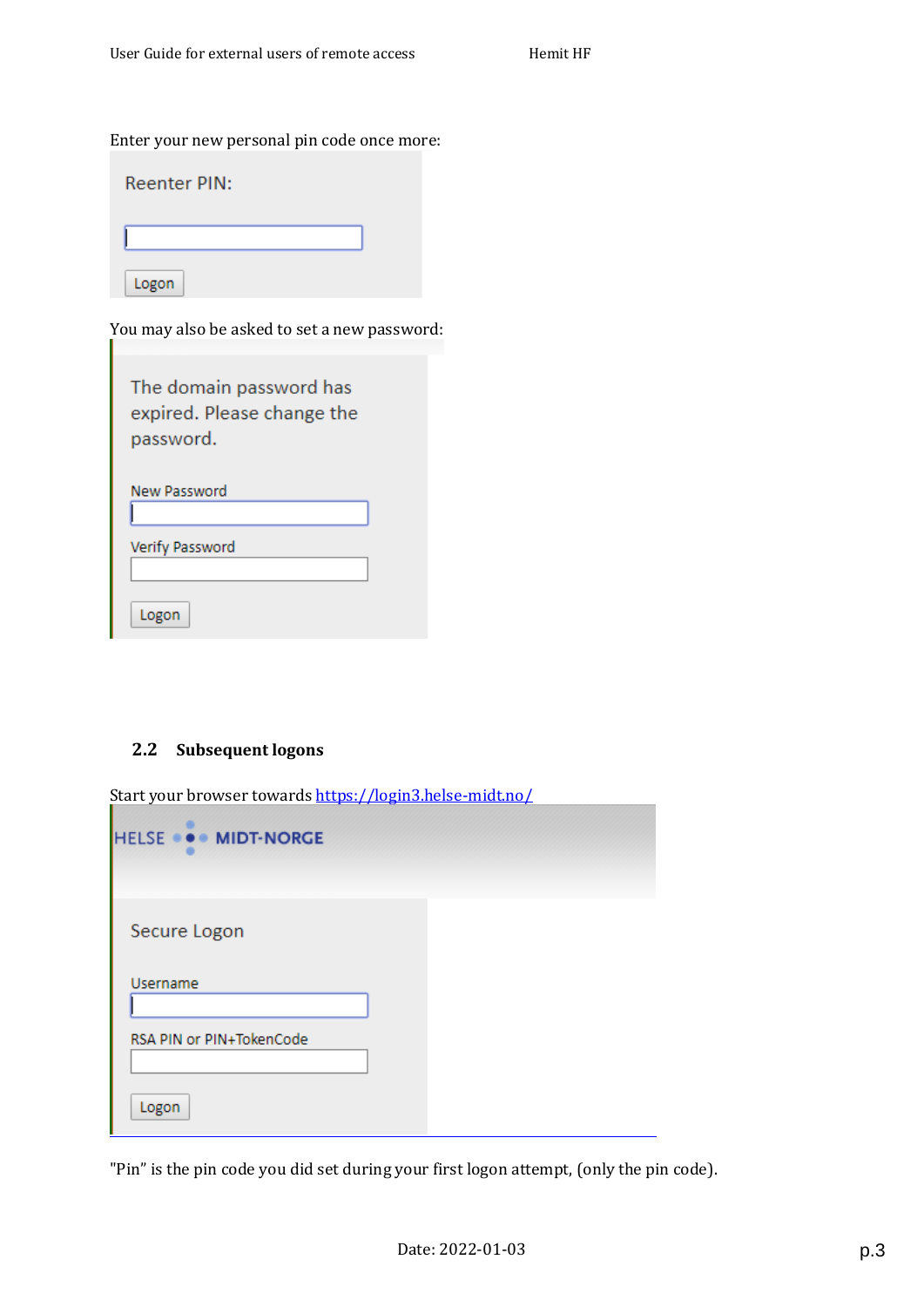Enter your new personal pin code once more:

Reenter PIN:

Logon

You may also be asked to set a new password:

The domain password has expired. Please change the password.

New Password

Verify Password

Logon

## 2.2 Subsequent logons

Start your browser towards [https://login3.helse-midt.no/](https://login3.helse-midt.no/)

HELSE MIDT-NORGE

Secure Logon

Username

RSA PIN or PIN+TokenCode

Logon

"Pin" is the pin code you did set during your first logon attempt, (only the pin code).

Date: 2022-01-03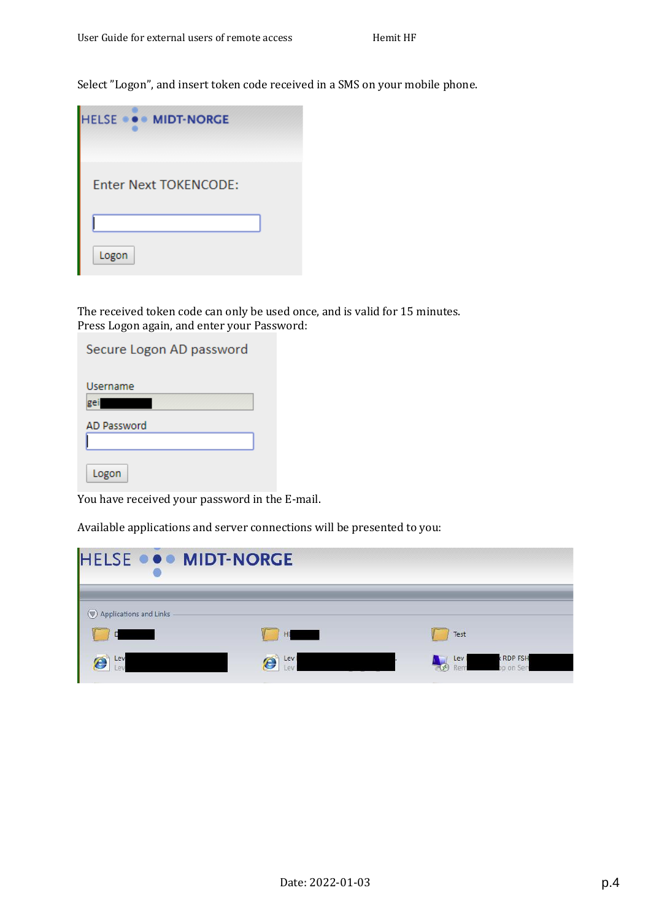Select ”Logon”, and insert token code received in a SMS on your mobile phone.

The received token code can only be used once, and is valid for 15 minutes.
Press Logon again, and enter your Password:

You have received your password in the E-mail.

Available applications and server connections will be presented to you: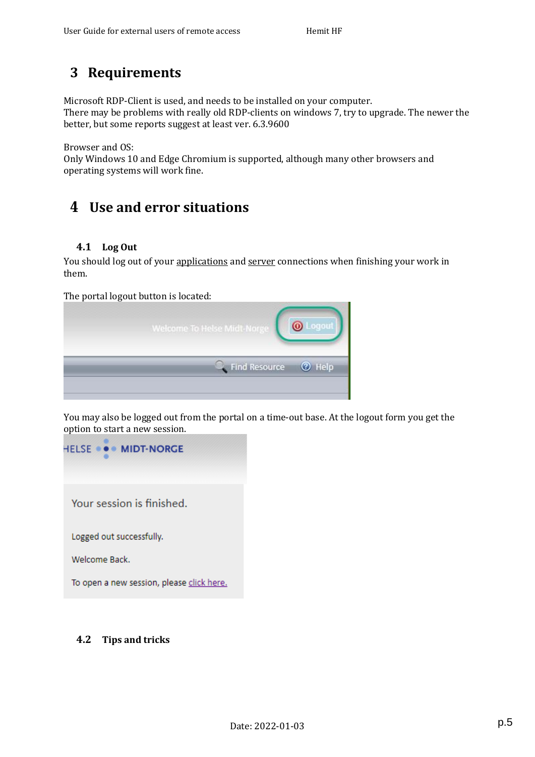# 3 Requirements

Microsoft RDP-Client is used, and needs to be installed on your computer.
There may be problems with really old RDP-clients on windows 7, try to upgrade. The newer the better, but some reports suggest at least ver. 6.3.9600

Browser and OS:
Only Windows 10 and Edge Chromium is supported, although many other browsers and operating systems will work fine.

# 4 Use and error situations

## 4.1 Log Out

You should log out of your applications and server connections when finishing your work in them.

The portal logout button is located:

You may also be logged out from the portal on a time-out base. At the logout form you get the option to start a new session.

## 4.2 Tips and tricks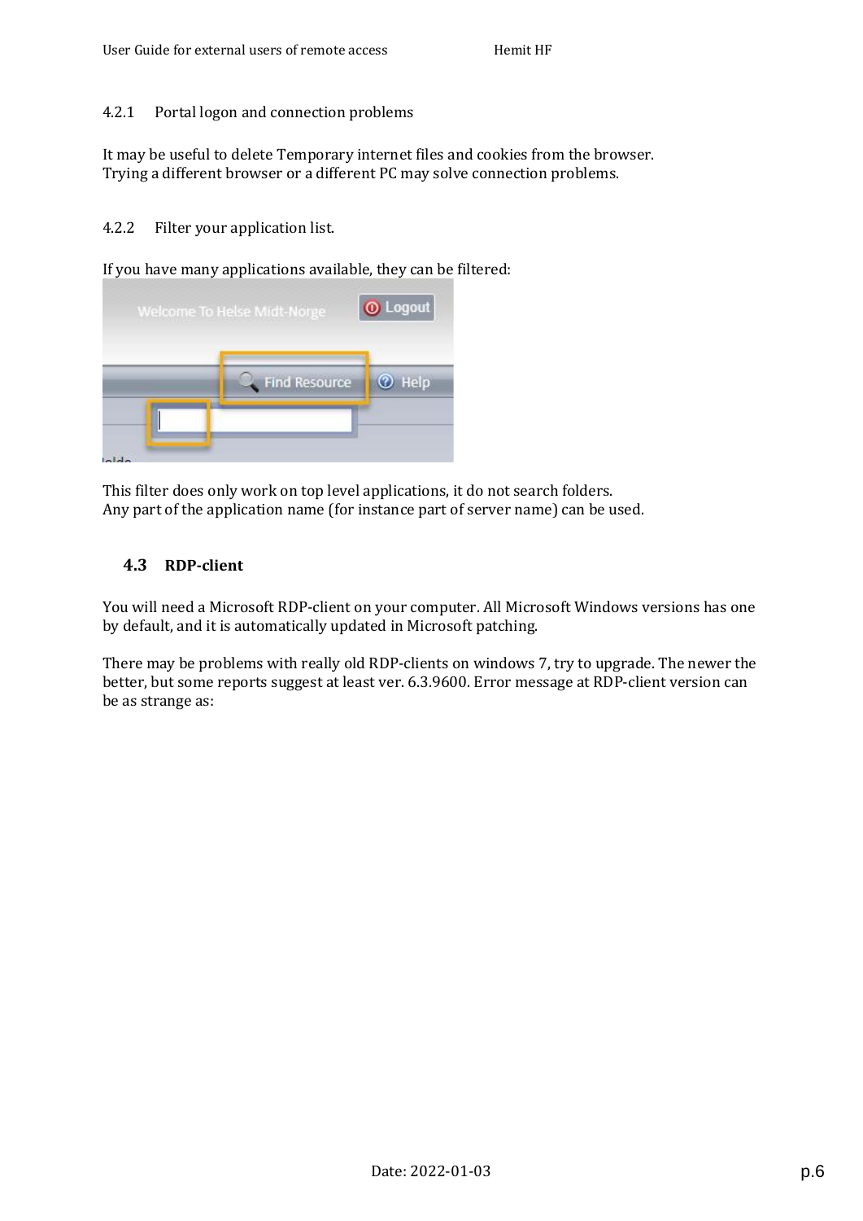#### 4.2.1 Portal logon and connection problems

It may be useful to delete Temporary internet files and cookies from the browser.
Trying a different browser or a different PC may solve connection problems.

#### 4.2.2 Filter your application list.

If you have many applications available, they can be filtered:

This filter does only work on top level applications, it do not search folders.
Any part of the application name (for instance part of server name) can be used.

### 4.3 RDP-client

You will need a Microsoft RDP-client on your computer. All Microsoft Windows versions has one by default, and it is automatically updated in Microsoft patching.

There may be problems with really old RDP-clients on windows 7, try to upgrade. The newer the better, but some reports suggest at least ver. 6.3.9600. Error message at RDP-client version can be as strange as:

Date: 2022-01-03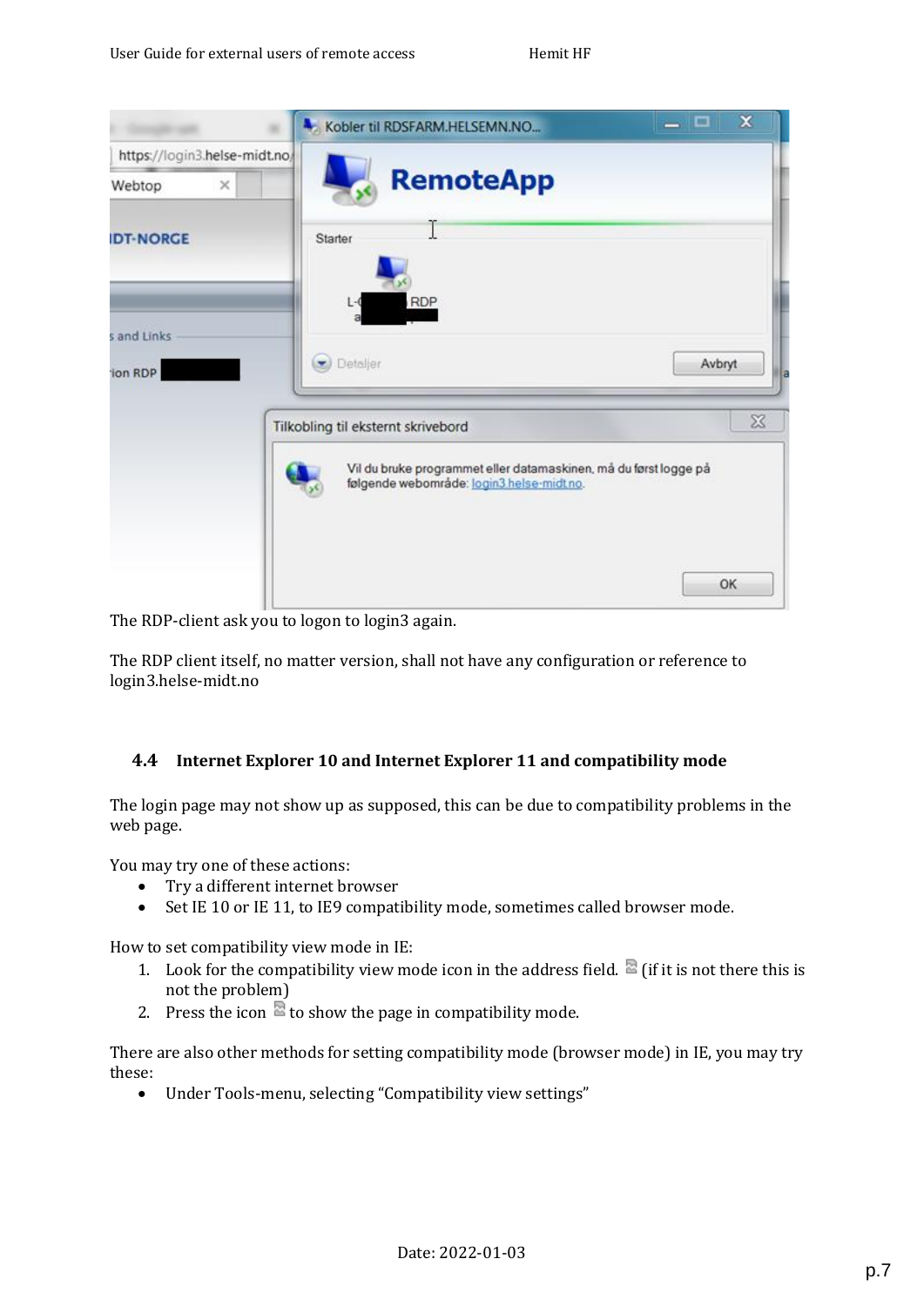The RDP-client ask you to logon to login3 again.

The RDP client itself, no matter version, shall not have any configuration or reference to login3.helse-midt.no

### 4.4 Internet Explorer 10 and Internet Explorer 11 and compatibility mode

The login page may not show up as supposed, this can be due to compatibility problems in the web page.

You may try one of these actions:

- Try a different internet browser
- Set IE 10 or IE 11, to IE9 compatibility mode, sometimes called browser mode.

How to set compatibility view mode in IE:

1. Look for the compatibility view mode icon in the address field. (if it is not there this is not the problem)
2. Press the icon to show the page in compatibility mode.

There are also other methods for setting compatibility mode (browser mode) in IE, you may try these:

- Under Tools-menu, selecting “Compatibility view settings”

Date: 2022-01-03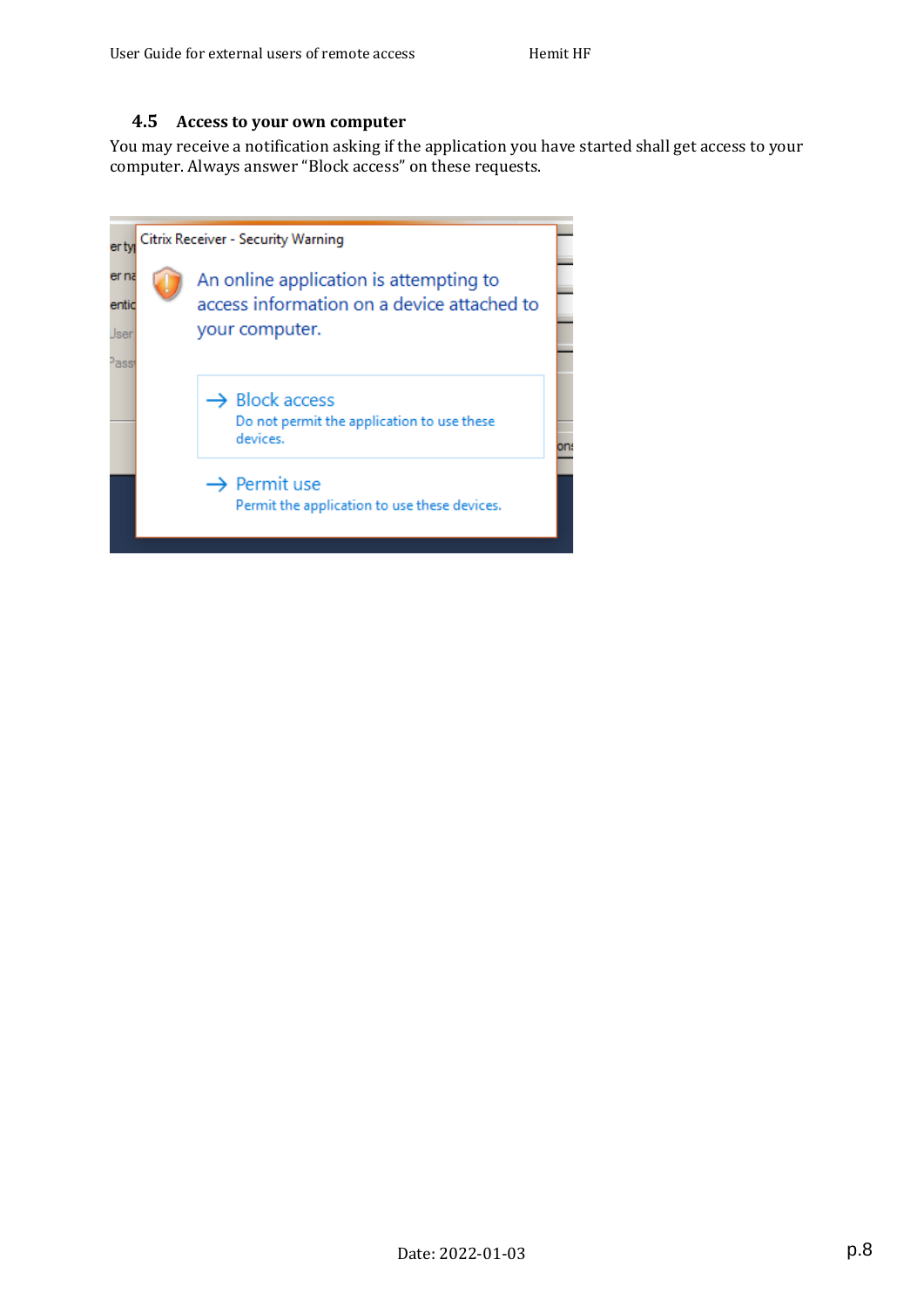### 4.5 Access to your own computer

You may receive a notification asking if the application you have started shall get access to your computer. Always answer "Block access" on these requests.